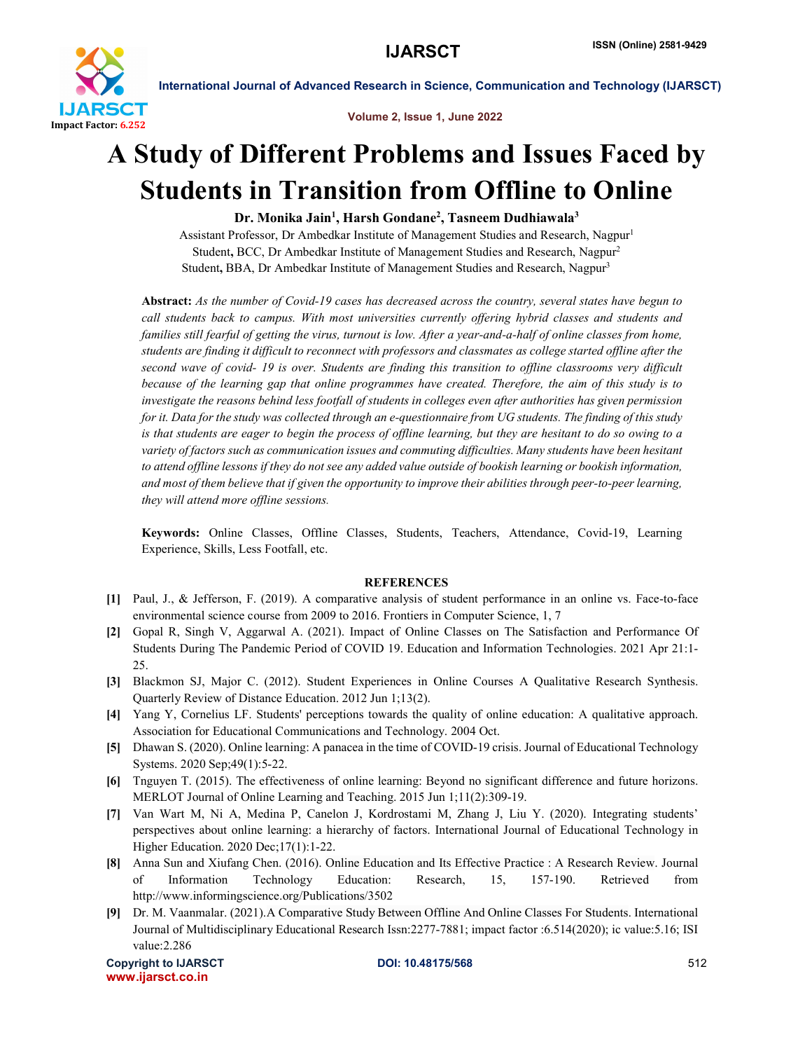# A Study of Different Problems and Issues Faced by Students in Transition from Offline to Online

**Dr. Monika Jain[1], Harsh Gondane[2], Tasneem Dudhiawala[3]**

Assistant Professor, Dr Ambedkar Institute of Management Studies and Research, Nagpur[1]
Student, BCC, Dr Ambedkar Institute of Management Studies and Research, Nagpur[2]
Student, BBA, Dr Ambedkar Institute of Management Studies and Research, Nagpur[3]

**Abstract:** *As the number of Covid-19 cases has decreased across the country, several states have begun to call students back to campus. With most universities currently offering hybrid classes and students and families still fearful of getting the virus, turnout is low. After a year-and-a-half of online classes from home, students are finding it difficult to reconnect with professors and classmates as college started offline after the second wave of covid- 19 is over. Students are finding this transition to offline classrooms very difficult because of the learning gap that online programmes have created. Therefore, the aim of this study is to investigate the reasons behind less footfall of students in colleges even after authorities has given permission for it. Data for the study was collected through an e-questionnaire from UG students. The finding of this study is that students are eager to begin the process of offline learning, but they are hesitant to do so owing to a variety of factors such as communication issues and commuting difficulties. Many students have been hesitant to attend offline lessons if they do not see any added value outside of bookish learning or bookish information, and most of them believe that if given the opportunity to improve their abilities through peer-to-peer learning, they will attend more offline sessions.*

**Keywords:** Online Classes, Offline Classes, Students, Teachers, Attendance, Covid-19, Learning Experience, Skills, Less Footfall, etc.

## REFERENCES

[1] Paul, J., & Jefferson, F. (2019). A comparative analysis of student performance in an online vs. Face-to-face environmental science course from 2009 to 2016. Frontiers in Computer Science, 1, 7

[2] Gopal R, Singh V, Aggarwal A. (2021). Impact of Online Classes on The Satisfaction and Performance Of Students During The Pandemic Period of COVID 19. Education and Information Technologies. 2021 Apr 21:1-25.

[3] Blackmon SJ, Major C. (2012). Student Experiences in Online Courses A Qualitative Research Synthesis. Quarterly Review of Distance Education. 2012 Jun 1;13(2).

[4] Yang Y, Cornelius LF. Students' perceptions towards the quality of online education: A qualitative approach. Association for Educational Communications and Technology. 2004 Oct.

[5] Dhawan S. (2020). Online learning: A panacea in the time of COVID-19 crisis. Journal of Educational Technology Systems. 2020 Sep;49(1):5-22.

[6] Tnguyen T. (2015). The effectiveness of online learning: Beyond no significant difference and future horizons. MERLOT Journal of Online Learning and Teaching. 2015 Jun 1;11(2):309-19.

[7] Van Wart M, Ni A, Medina P, Canelon J, Kordrostami M, Zhang J, Liu Y. (2020). Integrating students' perspectives about online learning: a hierarchy of factors. International Journal of Educational Technology in Higher Education. 2020 Dec;17(1):1-22.

[8] Anna Sun and Xiufang Chen. (2016). Online Education and Its Effective Practice : A Research Review. Journal of Information Technology Education: Research, 15, 157-190. Retrieved from http://www.informingscience.org/Publications/3502

[9] Dr. M. Vaanmalar. (2021).A Comparative Study Between Offline And Online Classes For Students. International Journal of Multidisciplinary Educational Research Issn:2277-7881; impact factor :6.514(2020); ic value:5.16; ISI value:2.286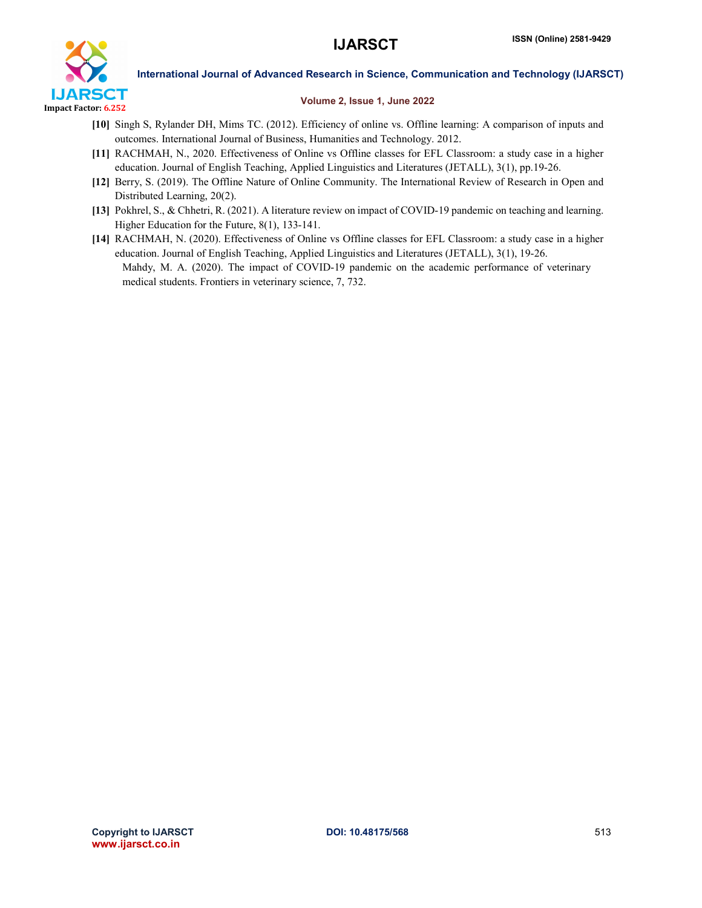[10] Singh S, Rylander DH, Mims TC. (2012). Efficiency of online vs. Offline learning: A comparison of inputs and outcomes. International Journal of Business, Humanities and Technology. 2012.

[11] RACHMAH, N., 2020. Effectiveness of Online vs Offline classes for EFL Classroom: a study case in a higher education. Journal of English Teaching, Applied Linguistics and Literatures (JETALL), 3(1), pp.19-26.

[12] Berry, S. (2019). The Offline Nature of Online Community. The International Review of Research in Open and Distributed Learning, 20(2).

[13] Pokhrel, S., & Chhetri, R. (2021). A literature review on impact of COVID-19 pandemic on teaching and learning. Higher Education for the Future, 8(1), 133-141.

[14] RACHMAH, N. (2020). Effectiveness of Online vs Offline classes for EFL Classroom: a study case in a higher education. Journal of English Teaching, Applied Linguistics and Literatures (JETALL), 3(1), 19-26.
Mahdy, M. A. (2020). The impact of COVID-19 pandemic on the academic performance of veterinary medical students. Frontiers in veterinary science, 7, 732.